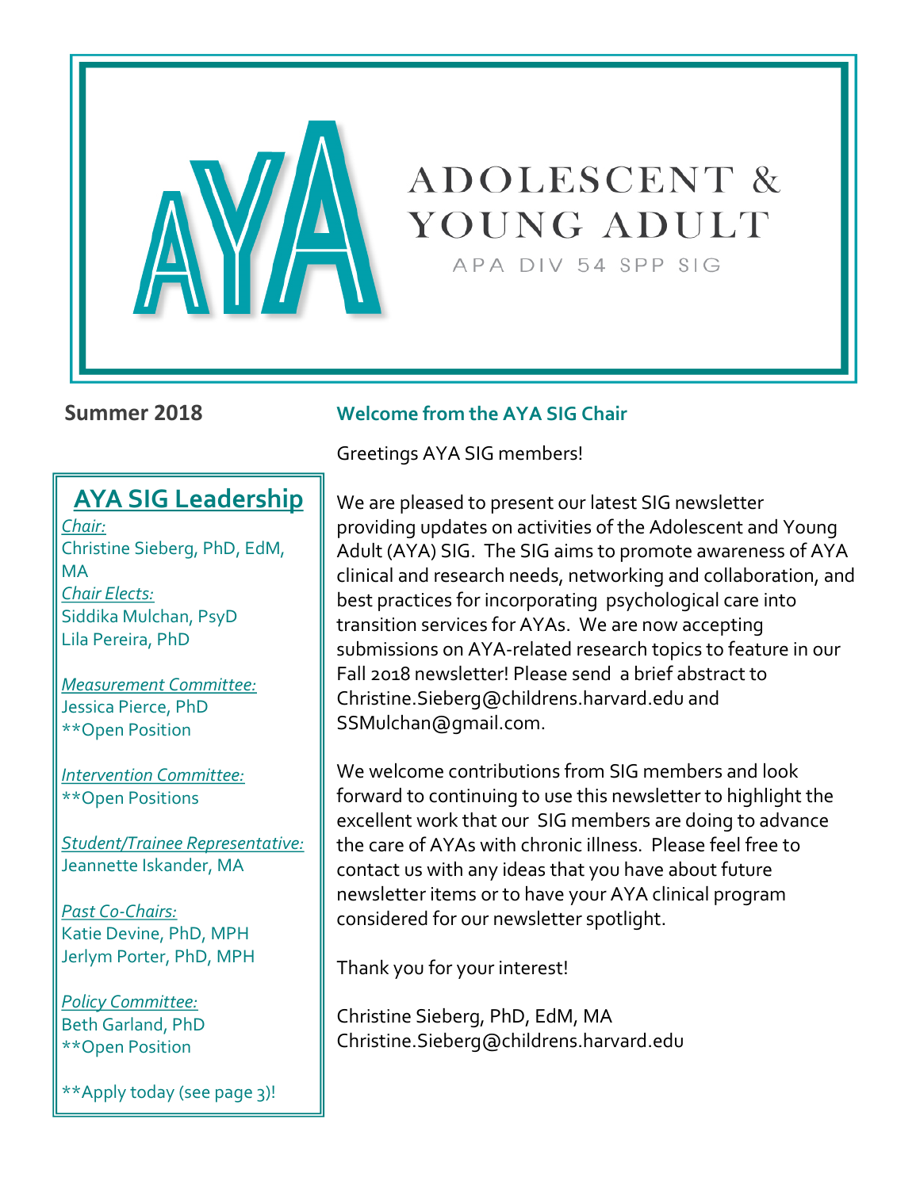# AYA

# ADOLESCENT & YOUNG ADULT

APA DIV 54 SPP SIG

**Summary 2018**

## Welcome from the AYA SIG Chair

Greetings AYA SIG members!

We are pleased to present our latest SIG newsletter providing updates on activities of the Adolescent and Young Adult (AYA) SIG. The SIG aims to promote awareness of AYA clinical and research needs, networking and collaboration, and best practices for incorporating psychological care into transition services for AYAs. We are now accepting submissions on AYA-related research topics to feature in our Fall 2018 newsletter! Please send a brief abstract to Christine.Sieberg@childrens.harvard.edu and SSMulchan@gmail.com.

We welcome contributions from SIG members and look forward to continuing to use this newsletter to highlight the excellent work that our SIG members are doing to advance the care of AYAs with chronic illness. Please feel free to contact us with any ideas that you have about future newsletter items or to have your AYA clinical program considered for our newsletter spotlight.

Thank you for your interest!

Christine Sieberg, PhD, EdM, MA
Christine.Sieberg@childrens.harvard.edu

## AYA SIG Leadership

*Chair:*
Christine Sieberg, PhD, EdM, MA

*Chair Elects:*
Siddika Mulchan, PsyD
Lila Pereira, PhD

*Measurement Committee:*
Jessica Pierce, PhD
**Open Position

*Intervention Committee:*
**Open Positions

*Student/Trainee Representative:*
Jeannette Iskander, MA

*Past Co-Chairs:*
Katie Devine, PhD, MPH
Jerlym Porter, PhD, MPH

*Policy Committee:*
Beth Garland, PhD
**Open Position

**Apply today (see page 3)!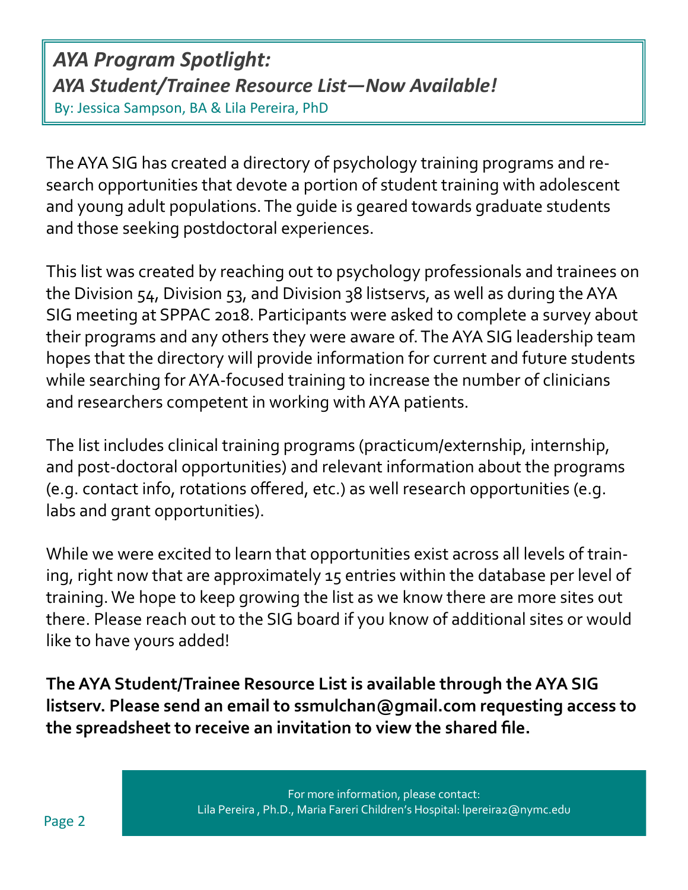## *AYA Program Spotlight:*
## *AYA Student/Trainee Resource List—Now Available!*

By: Jessica Sampson, BA & Lila Pereira, PhD

The AYA SIG has created a directory of psychology training programs and research opportunities that devote a portion of student training with adolescent and young adult populations. The guide is geared towards graduate students and those seeking postdoctoral experiences.

This list was created by reaching out to psychology professionals and trainees on the Division 54, Division 53, and Division 38 listservs, as well as during the AYA SIG meeting at SPPAC 2018. Participants were asked to complete a survey about their programs and any others they were aware of. The AYA SIG leadership team hopes that the directory will provide information for current and future students while searching for AYA-focused training to increase the number of clinicians and researchers competent in working with AYA patients.

The list includes clinical training programs (practicum/externship, internship, and post-doctoral opportunities) and relevant information about the programs (e.g. contact info, rotations offered, etc.) as well research opportunities (e.g. labs and grant opportunities).

While we were excited to learn that opportunities exist across all levels of training, right now that are approximately 15 entries within the database per level of training. We hope to keep growing the list as we know there are more sites out there. Please reach out to the SIG board if you know of additional sites or would like to have yours added!

**The AYA Student/Trainee Resource List is available through the AYA SIG listserv. Please send an email to ssmulchan@gmail.com requesting access to the spreadsheet to receive an invitation to view the shared file.**

For more information, please contact:
Lila Pereira , Ph.D., Maria Fareri Children's Hospital: lpereira2@nymc.edu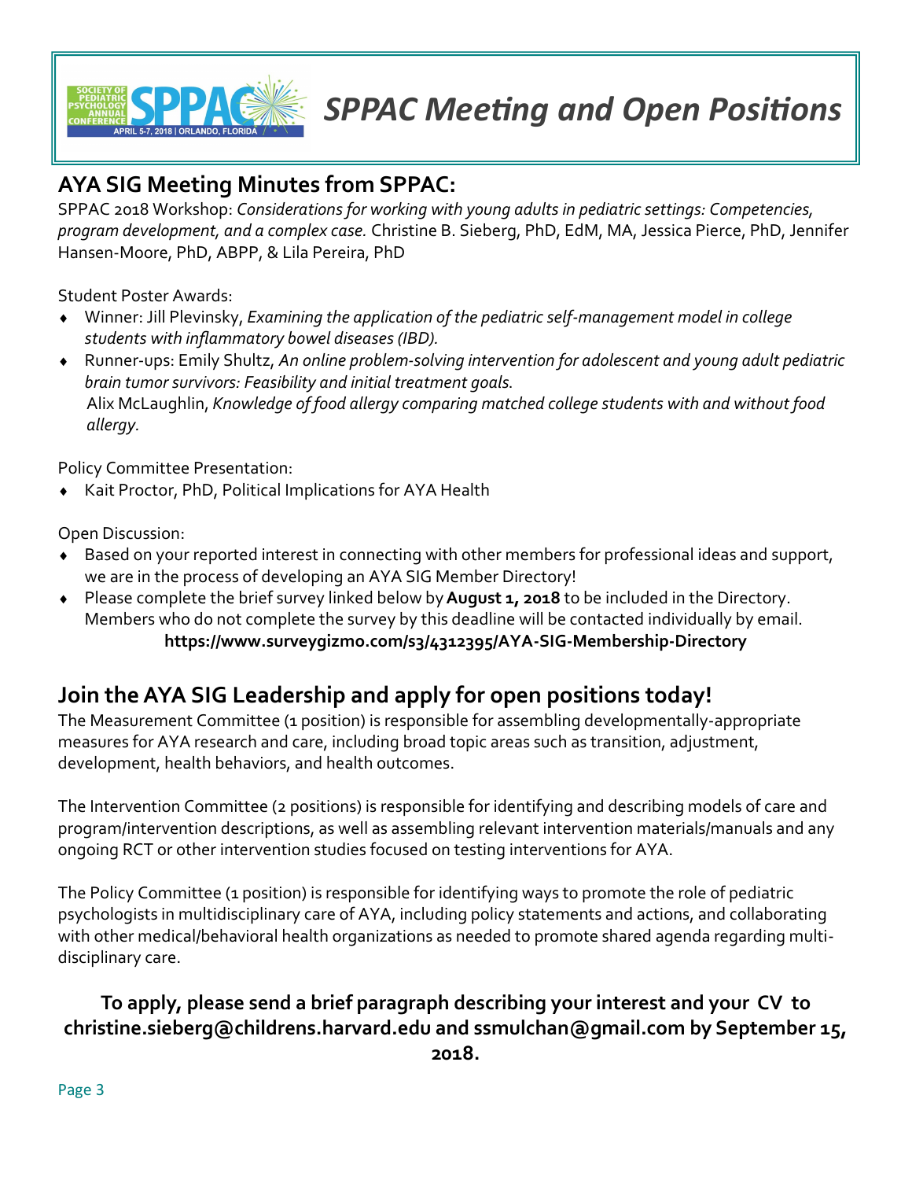# *SPPAC Meeting and Open Positions*

## AYA SIG Meeting Minutes from SPPAC:

SPPAC 2018 Workshop: *Considerations for working with young adults in pediatric settings: Competencies, program development, and a complex case.* Christine B. Sieberg, PhD, EdM, MA, Jessica Pierce, PhD, Jennifer Hansen-Moore, PhD, ABPP, & Lila Pereira, PhD

Student Poster Awards:

- Winner: Jill Plevinsky, *Examining the application of the pediatric self-management model in college students with inflammatory bowel diseases (IBD).*
- Runner-ups: Emily Shultz, *An online problem-solving intervention for adolescent and young adult pediatric brain tumor survivors: Feasibility and initial treatment goals.*
  Alix McLaughlin, *Knowledge of food allergy comparing matched college students with and without food allergy.*

Policy Committee Presentation:

- Kait Proctor, PhD, Political Implications for AYA Health

Open Discussion:

- Based on your reported interest in connecting with other members for professional ideas and support, we are in the process of developing an AYA SIG Member Directory!
- Please complete the brief survey linked below by **August 1, 2018** to be included in the Directory. Members who do not complete the survey by this deadline will be contacted individually by email.

**https://www.surveygizmo.com/s3/4312395/AYA-SIG-Membership-Directory**

## Join the AYA SIG Leadership and apply for open positions today!

The Measurement Committee (1 position) is responsible for assembling developmentally-appropriate measures for AYA research and care, including broad topic areas such as transition, adjustment, development, health behaviors, and health outcomes.

The Intervention Committee (2 positions) is responsible for identifying and describing models of care and program/intervention descriptions, as well as assembling relevant intervention materials/manuals and any ongoing RCT or other intervention studies focused on testing interventions for AYA.

The Policy Committee (1 position) is responsible for identifying ways to promote the role of pediatric psychologists in multidisciplinary care of AYA, including policy statements and actions, and collaborating with other medical/behavioral health organizations as needed to promote shared agenda regarding multi-disciplinary care.

**To apply, please send a brief paragraph describing your interest and your CV to christine.sieberg@childrens.harvard.edu and ssmulchan@gmail.com by September 15, 2018.**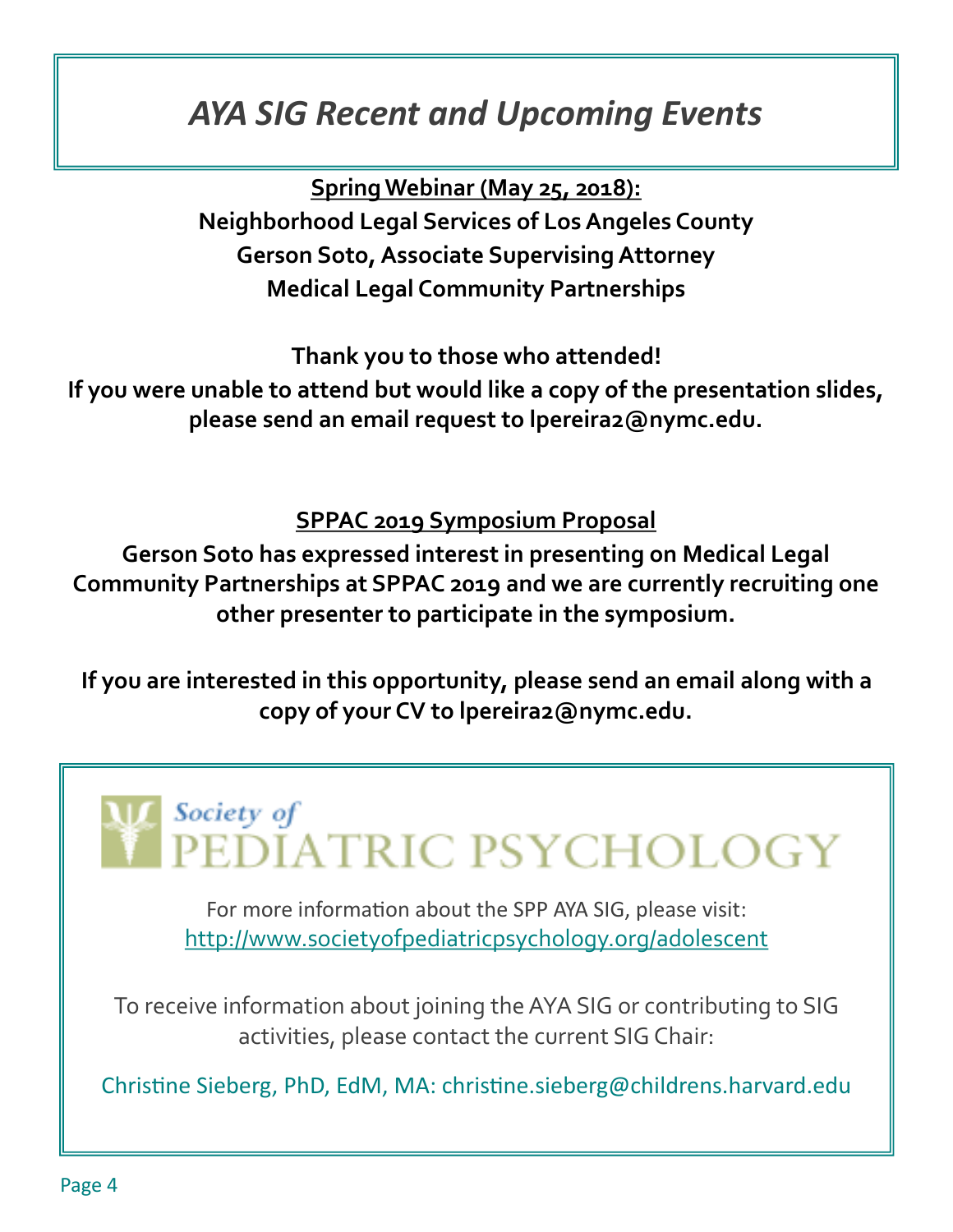# *AYA SIG Recent and Upcoming Events*

**Spring Webinar (May 25, 2018):**

**Neighborhood Legal Services of Los Angeles County**

**Gerson Soto, Associate Supervising Attorney**

**Medical Legal Community Partnerships**

**Thank you to those who attended!**

**If you were unable to attend but would like a copy of the presentation slides, please send an email request to lpereira2@nymc.edu.**

**SPPAC 2019 Symposium Proposal**

**Gerson Soto has expressed interest in presenting on Medical Legal Community Partnerships at SPPAC 2019 and we are currently recruiting one other presenter to participate in the symposium.**

**If you are interested in this opportunity, please send an email along with a copy of your CV to lpereira2@nymc.edu.**

Society of PEDIATRIC PSYCHOLOGY

For more information about the SPP AYA SIG, please visit:
http://www.societyofpediatricpsychology.org/adolescent

To receive information about joining the AYA SIG or contributing to SIG activities, please contact the current SIG Chair:

Christine Sieberg, PhD, EdM, MA: christine.sieberg@childrens.harvard.edu